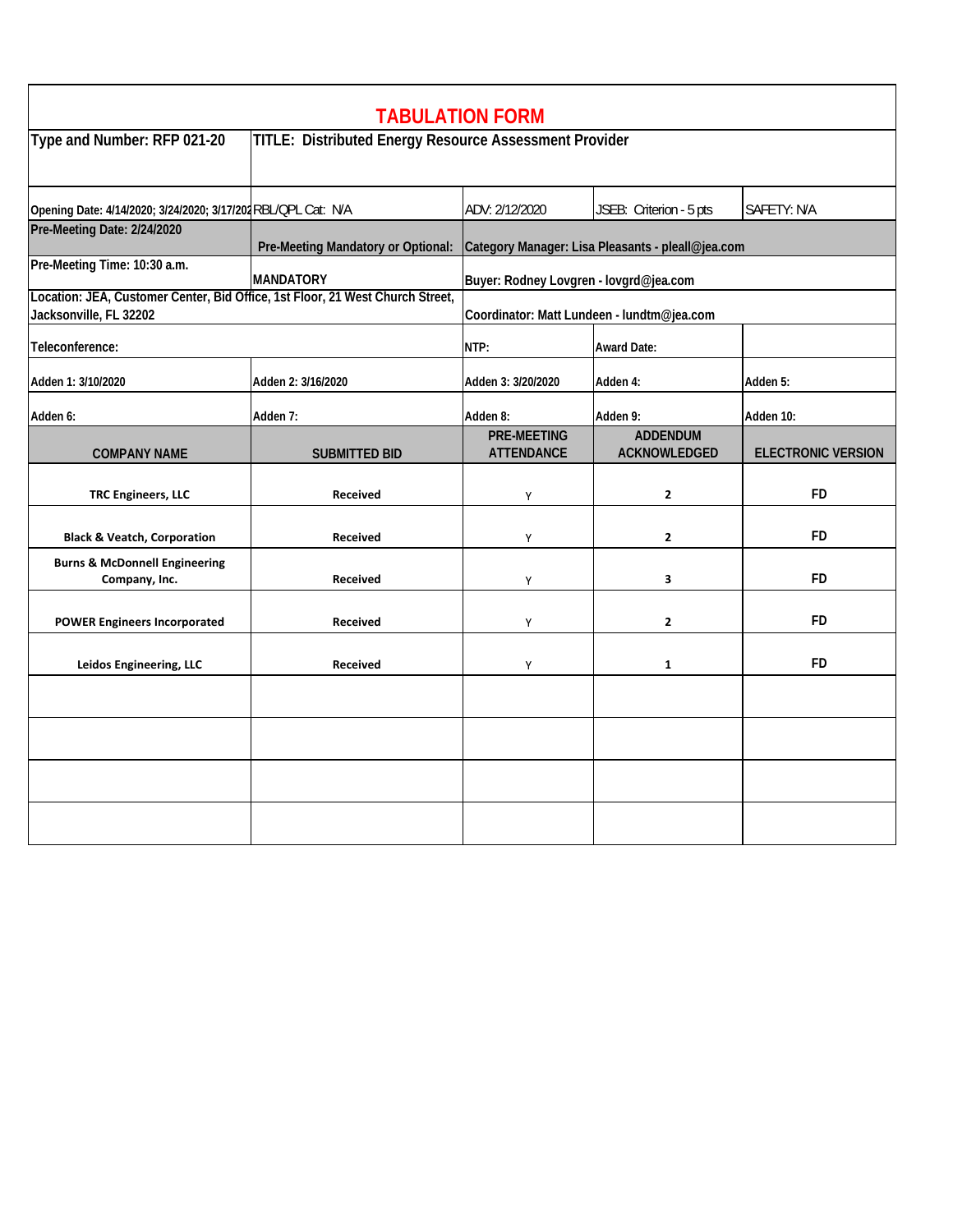# TABULATION FORM

| Type and Number: RFP 021-20 | TITLE: Distributed Energy Resource Assessment Provider | | | |
|---|---|---|---|---|
| Opening Date: 4/14/2020; 3/24/2020; 3/17/202 | RBL/QPL Cat: N/A | ADV: 2/12/2020 | JSEB: Criterion - 5 pts | SAFETY: N/A |
| Pre-Meeting Date: 2/24/2020 | Pre-Meeting Mandatory or Optional: | Category Manager: Lisa Pleasants - pleall@jea.com | | |
| Pre-Meeting Time: 10:30 a.m. | MANDATORY | Buyer: Rodney Lovgren - lovgrd@jea.com | | |
| Location: JEA, Customer Center, Bid Office, 1st Floor, 21 West Church Street, Jacksonville, FL 32202 | | Coordinator: Matt Lundeen - lundtm@jea.com | | |
| Teleconference: | | NTP: | Award Date: | |
| Adden 1: 3/10/2020 | Adden 2: 3/16/2020 | Adden 3: 3/20/2020 | Adden 4: | Adden 5: |
| Adden 6: | Adden 7: | Adden 8: | Adden 9: | Adden 10: |

| COMPANY NAME | SUBMITTED BID | PRE-MEETING ATTENDANCE | ADDENDUM ACKNOWLEDGED | ELECTRONIC VERSION |
|---|---|---|---|---|
| TRC Engineers, LLC | Received | Y | 2 | FD |
| Black & Veatch, Corporation | Received | Y | 2 | FD |
| Burns & McDonnell Engineering Company, Inc. | Received | Y | 3 | FD |
| POWER Engineers Incorporated | Received | Y | 2 | FD |
| Leidos Engineering, LLC | Received | Y | 1 | FD |
| | | | | |
| | | | | |
| | | | | |
| | | | | |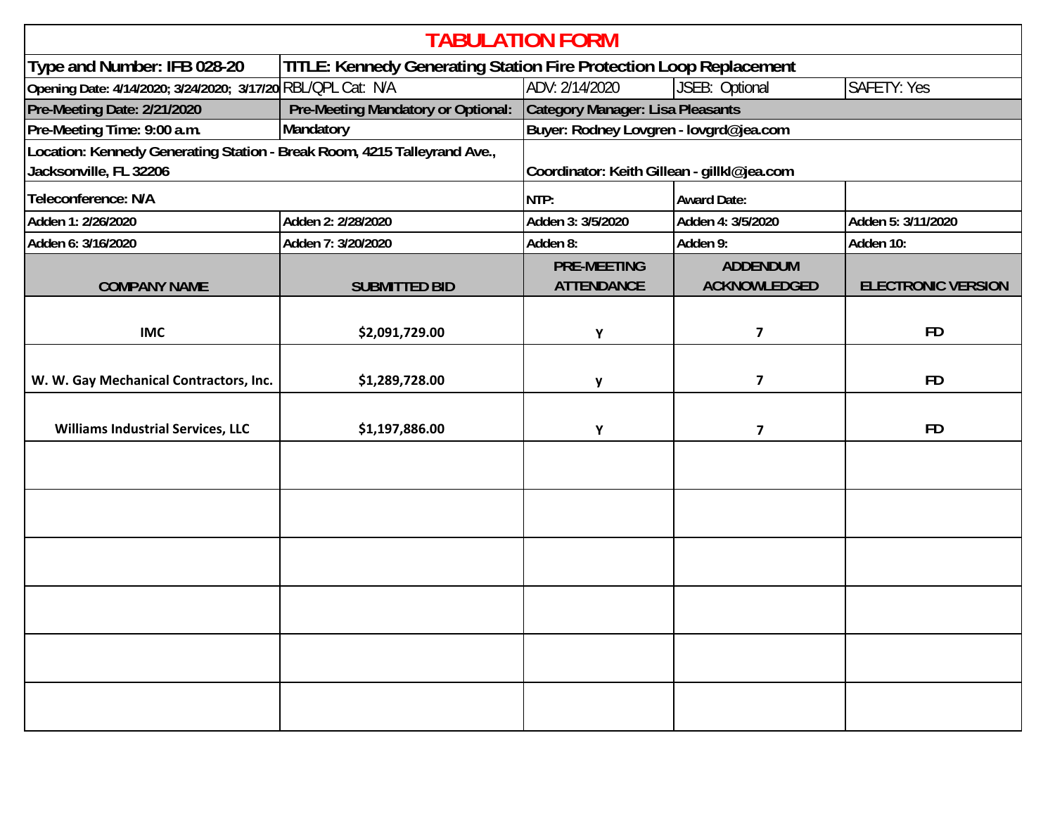# TABULATION FORM

| | | | | |
|---|---|---|---|---|
| **Type and Number: IFB 028-20** | **TITLE: Kennedy Generating Station Fire Protection Loop Replacement** | | | |
| **Opening Date: 4/14/2020; 3/24/2020; 3/17/20** | RBL/QPL Cat: N/A | ADV: 2/14/2020 | JSEB: Optional | SAFETY: Yes |
| **Pre-Meeting Date: 2/21/2020** | **Pre-Meeting Mandatory or Optional:** | **Category Manager: Lisa Pleasants** | | |
| **Pre-Meeting Time: 9:00 a.m.** | **Mandatory** | **Buyer: Rodney Lovgren - lovgrd@jea.com** | | |
| **Location: Kennedy Generating Station - Break Room, 4215 Talleyrand Ave., Jacksonville, FL 32206** | | **Coordinator: Keith Gillean - gillkl@jea.com** | | |
| **Teleconference: N/A** | | **NTP:** | **Award Date:** | |
| **Adden 1: 2/26/2020** | **Adden 2: 2/28/2020** | **Adden 3: 3/5/2020** | **Adden 4: 3/5/2020** | **Adden 5: 3/11/2020** |
| **Adden 6: 3/16/2020** | **Adden 7: 3/20/2020** | **Adden 8:** | **Adden 9:** | **Adden 10:** |
| **COMPANY NAME** | **SUBMITTED BID** | **PRE-MEETING ATTENDANCE** | **ADDENDUM ACKNOWLEDGED** | **ELECTRONIC VERSION** |
| **IMC** | **$2,091,729.00** | **Y** | **7** | **FD** |
| **W. W. Gay Mechanical Contractors, Inc.** | **$1,289,728.00** | **y** | **7** | **FD** |
| **Williams Industrial Services, LLC** | **$1,197,886.00** | **Y** | **7** | **FD** |
| | | | | |
| | | | | |
| | | | | |
| | | | | |
| | | | | |
| | | | | |